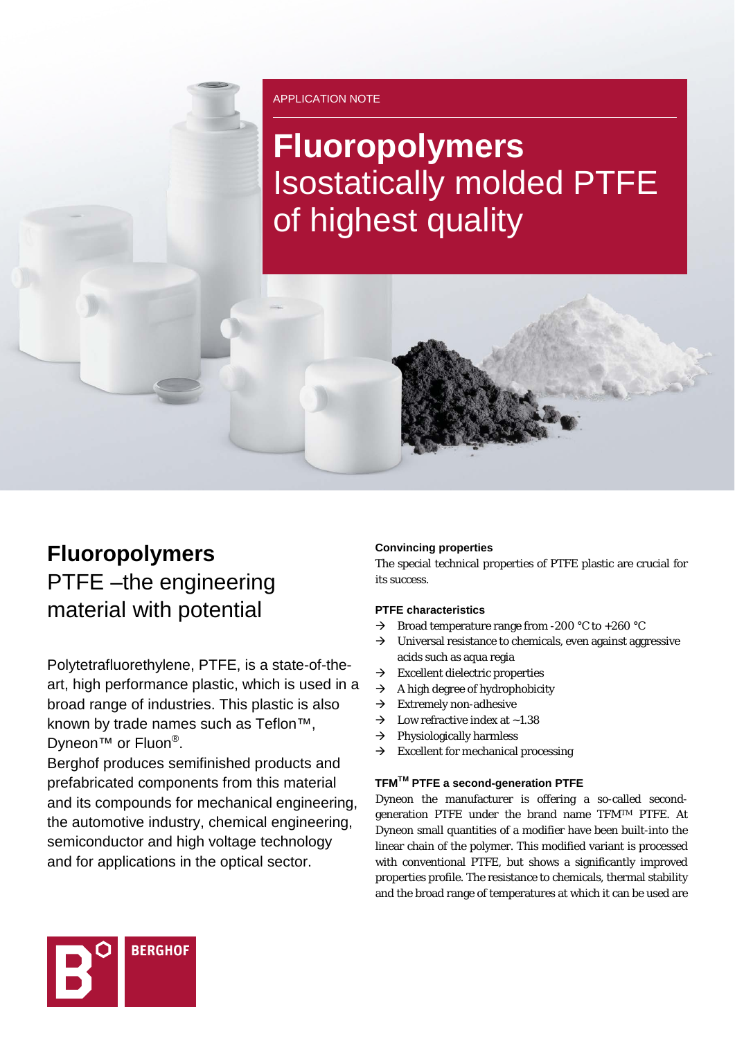APPLICATION NOTE

# Fluoropolymers Isostatically molded PTFE of highest quality

## Fluoropolymers PTFE –the engineering material with potential

Polytetrafluorethylene, PTFE, is a state-of-the-art, high performance plastic, which is used in a broad range of industries. This plastic is also known by trade names such as Teflon™, Dyneon™ or Fluon®.

Berghof produces semifinished products and prefabricated components from this material and its compounds for mechanical engineering, the automotive industry, chemical engineering, semiconductor and high voltage technology and for applications in the optical sector.

**Convincing properties**

The special technical properties of PTFE plastic are crucial for its success.

**PTFE characteristics**

- → Broad temperature range from -200 °C to +260 °C
- → Universal resistance to chemicals, even against aggressive acids such as aqua regia
- → Excellent dielectric properties
- → A high degree of hydrophobicity
- → Extremely non-adhesive
- → Low refractive index at ~1.38
- → Physiologically harmless
- → Excellent for mechanical processing

**TFM™ PTFE a second-generation PTFE**

Dyneon the manufacturer is offering a so-called second-generation PTFE under the brand name TFM™ PTFE. At Dyneon small quantities of a modifier have been built-into the linear chain of the polymer. This modified variant is processed with conventional PTFE, but shows a significantly improved properties profile. The resistance to chemicals, thermal stability and the broad range of temperatures at which it can be used are

BERGHOF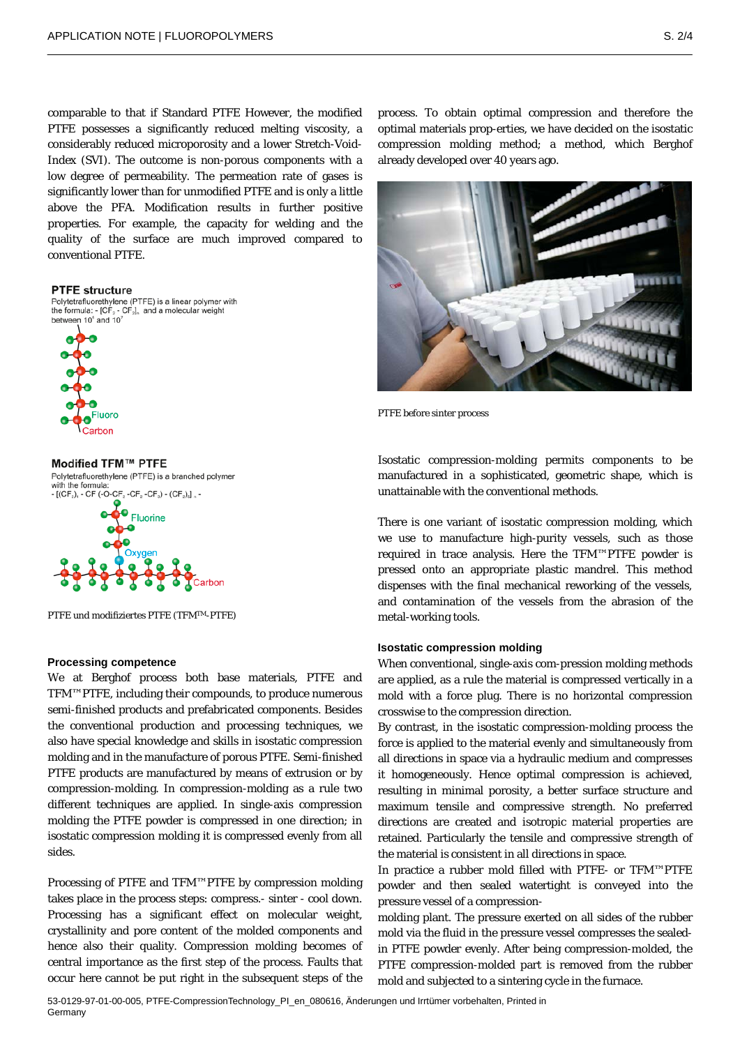comparable to that if Standard PTFE However, the modified PTFE possesses a significantly reduced melting viscosity, a considerably reduced microporosity and a lower Stretch-Void-Index (SVI). The outcome is non-porous components with a low degree of permeability. The permeation rate of gases is significantly lower than for unmodified PTFE and is only a little above the PFA. Modification results in further positive properties. For example, the capacity for welding and the quality of the surface are much improved compared to conventional PTFE.

**PTFE structure**

Polytetrafluorethylene (PTFE) is a linear polymer with the formula: - $[CF_2 - CF_2]_n$ and a molecular weight between $10^6$ and $10^7$

Fluoro

Carbon

**Modified TFM™ PTFE**

Polytetrafluorethylene (PTFE) is a branched polymer with the formula:
- $[(CF_2)_x - CF(-O-CF_2-CF_2-CF_3) - (CF_2)_y]_n$ -

Fluorine

Oxygen

Carbon

PTFE und modifiziertes PTFE (TFM™-PTFE)

### Processing competence

We at Berghof process both base materials, PTFE and TFM™PTFE, including their compounds, to produce numerous semi-finished products and prefabricated components. Besides the conventional production and processing techniques, we also have special knowledge and skills in isostatic compression molding and in the manufacture of porous PTFE. Semi-finished PTFE products are manufactured by means of extrusion or by compression-molding. In compression-molding as a rule two different techniques are applied. In single-axis compression molding the PTFE powder is compressed in one direction; in isostatic compression molding it is compressed evenly from all sides.

Processing of PTFE and TFM™PTFE by compression molding takes place in the process steps: compress.- sinter - cool down. Processing has a significant effect on molecular weight, crystallinity and pore content of the molded components and hence also their quality. Compression molding becomes of central importance as the first step of the process. Faults that occur here cannot be put right in the subsequent steps of the process. To obtain optimal compression and therefore the optimal materials prop-erties, we have decided on the isostatic compression molding method; a method, which Berghof already developed over 40 years ago.

PTFE before sinter process

Isostatic compression-molding permits components to be manufactured in a sophisticated, geometric shape, which is unattainable with the conventional methods.

There is one variant of isostatic compression molding, which we use to manufacture high-purity vessels, such as those required in trace analysis. Here the TFM™PTFE powder is pressed onto an appropriate plastic mandrel. This method dispenses with the final mechanical reworking of the vessels, and contamination of the vessels from the abrasion of the metal-working tools.

### Isostatic compression molding

When conventional, single-axis com-pression molding methods are applied, as a rule the material is compressed vertically in a mold with a force plug. There is no horizontal compression crosswise to the compression direction.

By contrast, in the isostatic compression-molding process the force is applied to the material evenly and simultaneously from all directions in space via a hydraulic medium and compresses it homogeneously. Hence optimal compression is achieved, resulting in minimal porosity, a better surface structure and maximum tensile and compressive strength. No preferred directions are created and isotropic material properties are retained. Particularly the tensile and compressive strength of the material is consistent in all directions in space.

In practice a rubber mold filled with PTFE- or TFM™PTFE powder and then sealed watertight is conveyed into the pressure vessel of a compression-molding plant. The pressure exerted on all sides of the rubber mold via the fluid in the pressure vessel compresses the sealed-in PTFE powder evenly. After being compression-molded, the PTFE compression-molded part is removed from the rubber mold and subjected to a sintering cycle in the furnace.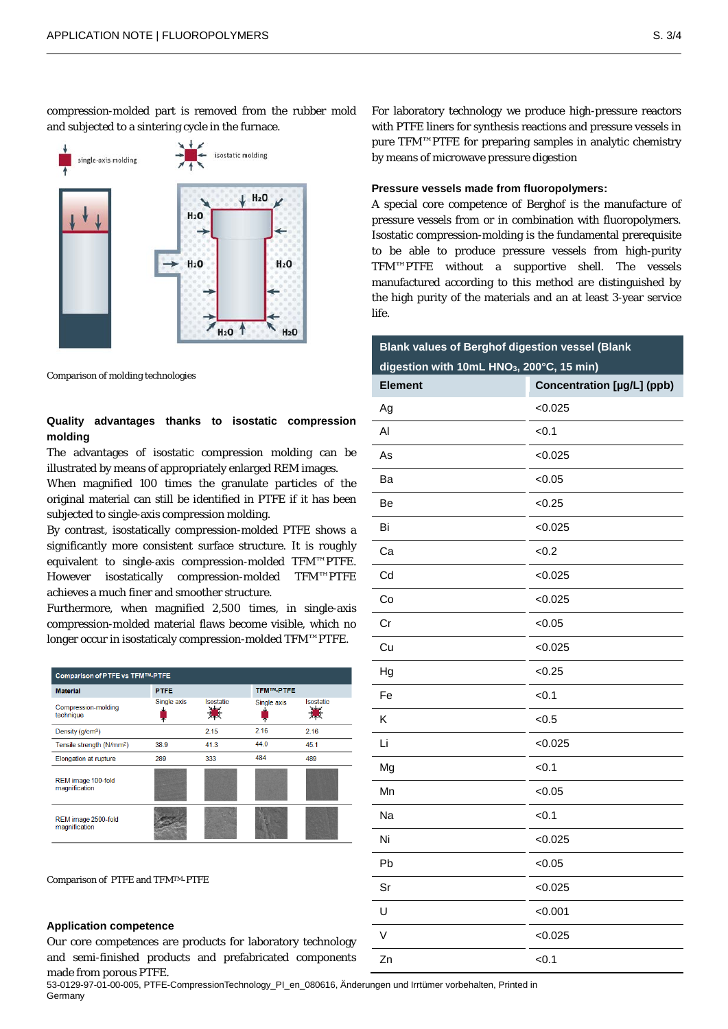compression-molded part is removed from the rubber mold and subjected to a sintering cycle in the furnace.

single-axis molding

isostatic molding

$H_2O$

Comparison of molding technologies

**Quality advantages thanks to isostatic compression molding**

The advantages of isostatic compression molding can be illustrated by means of appropriately enlarged REM images.

When magnified 100 times the granulate particles of the original material can still be identified in PTFE if it has been subjected to single-axis compression molding.

By contrast, isostatically compression-molded PTFE shows a significantly more consistent surface structure. It is roughly equivalent to single-axis compression-molded TFM™ PTFE. However isostatically compression-molded TFM™ PTFE achieves a much finer and smoother structure.

Furthermore, when magnified 2,500 times, in single-axis compression-molded material flaws become visible, which no longer occur in isostaticaly compression-molded TFM™ PTFE.

| Comparison of PTFE vs TFM™-PTFE | | | | |
|---|---|---|---|---|
| Material | PTFE | | TFM™-PTFE | |
| Compression-molding technique | Single axis | Isostatic | Single axis | Isostatic |
| Density (g/cm³) | | 2.15 | 2.16 | 2.16 |
| Tensile strength (N/mm²) | 38.9 | 41.3 | 44.0 | 45.1 |
| Elongation at rupture | 289 | 333 | 484 | 489 |
| REM image 100-fold magnification | | | | |
| REM image 2500-fold magnification | | | | |

Comparison of PTFE and TFM™-PTFE

**Application competence**

Our core competences are products for laboratory technology and semi-finished products and prefabricated components made from porous PTFE.

For laboratory technology we produce high-pressure reactors with PTFE liners for synthesis reactions and pressure vessels in pure TFM™ PTFE for preparing samples in analytic chemistry by means of microwave pressure digestion

**Pressure vessels made from fluoropolymers:**

A special core competence of Berghof is the manufacture of pressure vessels from or in combination with fluoropolymers. Isostatic compression-molding is the fundamental prerequisite to be able to produce pressure vessels from high-purity TFM™ PTFE without a supportive shell. The vessels manufactured according to this method are distinguished by the high purity of the materials and an at least 3-year service life.

| Blank values of Berghof digestion vessel (Blank digestion with 10mL $HNO_3$, 200°C, 15 min) | |
|---|---|
| **Element** | **Concentration [µg/L] (ppb)** |
| Ag | <0.025 |
| Al | <0.1 |
| As | <0.025 |
| Ba | <0.05 |
| Be | <0.25 |
| Bi | <0.025 |
| Ca | <0.2 |
| Cd | <0.025 |
| Co | <0.025 |
| Cr | <0.05 |
| Cu | <0.025 |
| Hg | <0.25 |
| Fe | <0.1 |
| K | <0.5 |
| Li | <0.025 |
| Mg | <0.1 |
| Mn | <0.05 |
| Na | <0.1 |
| Ni | <0.025 |
| Pb | <0.05 |
| Sr | <0.025 |
| U | <0.001 |
| V | <0.025 |
| Zn | <0.1 |

53-0129-97-01-00-005, PTFE-CompressionTechnology_PI_en_080616, Änderungen und Irrtümer vorbehalten, Printed in Germany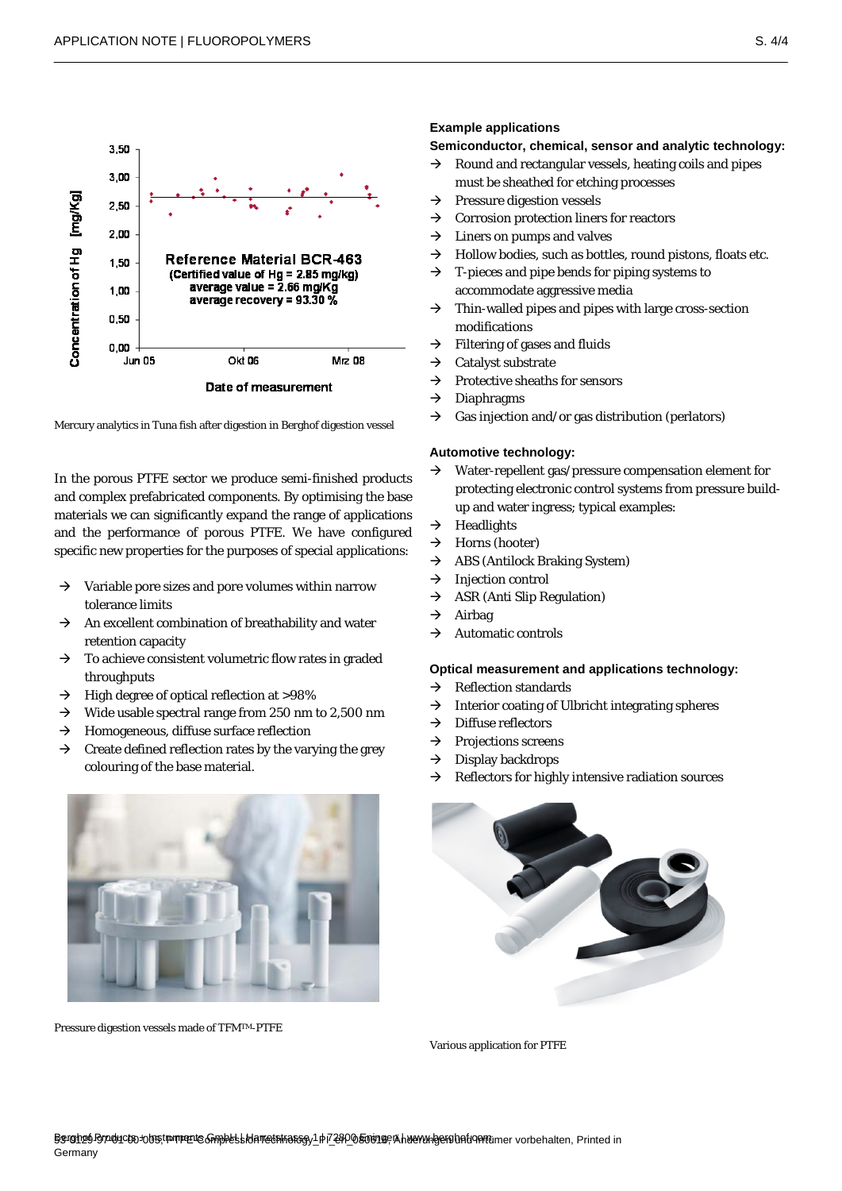3,50
3,00
2,50
2,00
1,50
1,00
0,50
0,00

Jun 05 Okt 06 Mrz 08

Concentration of Hg [mg/Kg]

Date of measurement

Reference Material BCR-463
(Certified value of Hg = 2.85 mg/kg)
average value = 2.66 mg/Kg
average recovery = 93.30 %

Mercury analytics in Tuna fish after digestion in Berghof digestion vessel

In the porous PTFE sector we produce semi-finished products and complex prefabricated components. By optimising the base materials we can significantly expand the range of applications and the performance of porous PTFE. We have configured specific new properties for the purposes of special applications:

- → Variable pore sizes and pore volumes within narrow tolerance limits
- → An excellent combination of breathability and water retention capacity
- → To achieve consistent volumetric flow rates in graded throughputs
- → High degree of optical reflection at >98%
- → Wide usable spectral range from 250 nm to 2,500 nm
- → Homogeneous, diffuse surface reflection
- → Create defined reflection rates by the varying the grey colouring of the base material.

Pressure digestion vessels made of TFM™-PTFE

**Example applications**

**Semiconductor, chemical, sensor and analytic technology:**

- → Round and rectangular vessels, heating coils and pipes must be sheathed for etching processes
- → Pressure digestion vessels
- → Corrosion protection liners for reactors
- → Liners on pumps and valves
- → Hollow bodies, such as bottles, round pistons, floats etc.
- → T-pieces and pipe bends for piping systems to accommodate aggressive media
- → Thin-walled pipes and pipes with large cross-section modifications
- → Filtering of gases and fluids
- → Catalyst substrate
- → Protective sheaths for sensors
- → Diaphragms
- → Gas injection and/or gas distribution (perlators)

**Automotive technology:**

- → Water-repellent gas/pressure compensation element for protecting electronic control systems from pressure build-up and water ingress; typical examples:
- → Headlights
- → Horns (hooter)
- → ABS (Antilock Braking System)
- → Injection control
- → ASR (Anti Slip Regulation)
- → Airbag
- → Automatic controls

**Optical measurement and applications technology:**

- → Reflection standards
- → Interior coating of Ulbricht integrating spheres
- → Diffuse reflectors
- → Projections screens
- → Display backdrops
- → Reflectors for highly intensive radiation sources

Various application for PTFE